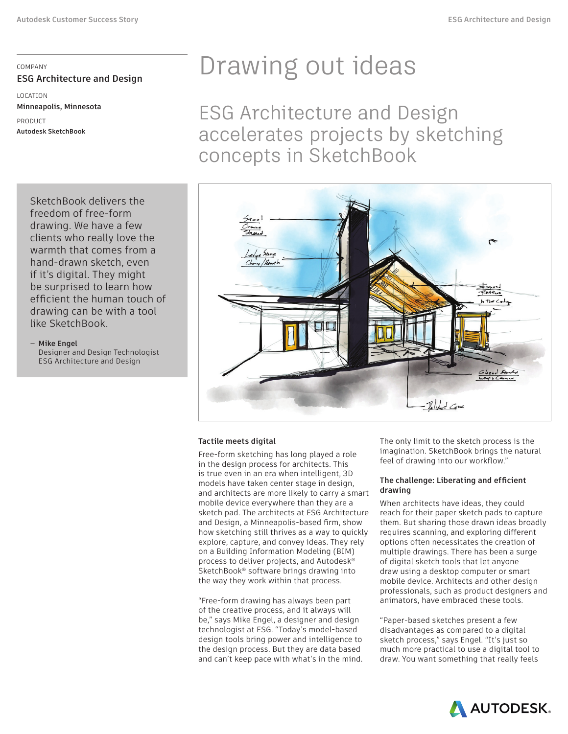COMPANY
**ESG Architecture and Design**

LOCATION
**Minneapolis, Minnesota**

PRODUCT
**Autodesk SketchBook**

# Drawing out ideas

## ESG Architecture and Design accelerates projects by sketching concepts in SketchBook

> SketchBook delivers the freedom of free-form drawing. We have a few clients who really love the warmth that comes from a hand-drawn sketch, even if it's digital. They might be surprised to learn how efficient the human touch of drawing can be with a tool like SketchBook.
>
> – **Mike Engel**
> Designer and Design Technologist
> ESG Architecture and Design

### Tactile meets digital

Free-form sketching has long played a role in the design process for architects. This is true even in an era when intelligent, 3D models have taken center stage in design, and architects are more likely to carry a smart mobile device everywhere than they are a sketch pad. The architects at ESG Architecture and Design, a Minneapolis-based firm, show how sketching still thrives as a way to quickly explore, capture, and convey ideas. They rely on a Building Information Modeling (BIM) process to deliver projects, and Autodesk® SketchBook® software brings drawing into the way they work within that process.

"Free-form drawing has always been part of the creative process, and it always will be," says Mike Engel, a designer and design technologist at ESG. "Today's model-based design tools bring power and intelligence to the design process. But they are data based and can't keep pace with what's in the mind. The only limit to the sketch process is the imagination. SketchBook brings the natural feel of drawing into our workflow."

### The challenge: Liberating and efficient drawing

When architects have ideas, they could reach for their paper sketch pads to capture them. But sharing those drawn ideas broadly requires scanning, and exploring different options often necessitates the creation of multiple drawings. There has been a surge of digital sketch tools that let anyone draw using a desktop computer or smart mobile device. Architects and other design professionals, such as product designers and animators, have embraced these tools.

"Paper-based sketches present a few disadvantages as compared to a digital sketch process," says Engel. "It's just so much more practical to use a digital tool to draw. You want something that really feels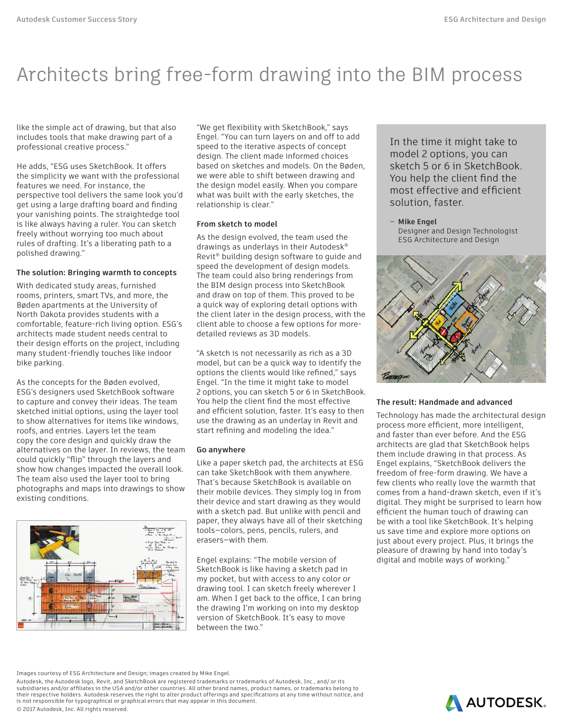# Architects bring free-form drawing into the BIM process

like the simple act of drawing, but that also includes tools that make drawing part of a professional creative process."

He adds, "ESG uses SketchBook. It offers the simplicity we want with the professional features we need. For instance, the perspective tool delivers the same look you'd get using a large drafting board and finding your vanishing points. The straightedge tool is like always having a ruler. You can sketch freely without worrying too much about rules of drafting. It's a liberating path to a polished drawing."

### The solution: Bringing warmth to concepts

With dedicated study areas, furnished rooms, printers, smart TVs, and more, the Bøden apartments at the University of North Dakota provides students with a comfortable, feature-rich living option. ESG's architects made student needs central to their design efforts on the project, including many student-friendly touches like indoor bike parking.

As the concepts for the Bøden evolved, ESG's designers used SketchBook software to capture and convey their ideas. The team sketched initial options, using the layer tool to show alternatives for items like windows, roofs, and entries. Layers let the team copy the core design and quickly draw the alternatives on the layer. In reviews, the team could quickly "flip" through the layers and show how changes impacted the overall look. The team also used the layer tool to bring photographs and maps into drawings to show existing conditions.

"We get flexibility with SketchBook," says Engel. "You can turn layers on and off to add speed to the iterative aspects of concept design. The client made informed choices based on sketches and models. On the Bøden, we were able to shift between drawing and the design model easily. When you compare what was built with the early sketches, the relationship is clear."

### From sketch to model

As the design evolved, the team used the drawings as underlays in their Autodesk® Revit® building design software to guide and speed the development of design models. The team could also bring renderings from the BIM design process into SketchBook and draw on top of them. This proved to be a quick way of exploring detail options with the client later in the design process, with the client able to choose a few options for more-detailed reviews as 3D models.

"A sketch is not necessarily as rich as a 3D model, but can be a quick way to identify the options the clients would like refined," says Engel. "In the time it might take to model 2 options, you can sketch 5 or 6 in SketchBook. You help the client find the most effective and efficient solution, faster. It's easy to then use the drawing as an underlay in Revit and start refining and modeling the idea."

### Go anywhere

Like a paper sketch pad, the architects at ESG can take SketchBook with them anywhere. That's because SketchBook is available on their mobile devices. They simply log in from their device and start drawing as they would with a sketch pad. But unlike with pencil and paper, they always have all of their sketching tools—colors, pens, pencils, rulers, and erasers—with them.

Engel explains: "The mobile version of SketchBook is like having a sketch pad in my pocket, but with access to any color or drawing tool. I can sketch freely wherever I am. When I get back to the office, I can bring the drawing I'm working on into my desktop version of SketchBook. It's easy to move between the two."

> In the time it might take to model 2 options, you can sketch 5 or 6 in SketchBook. You help the client find the most effective and efficient solution, faster.
>
> – **Mike Engel**
> Designer and Design Technologist
> ESG Architecture and Design

### The result: Handmade and advanced

Technology has made the architectural design process more efficient, more intelligent, and faster than ever before. And the ESG architects are glad that SketchBook helps them include drawing in that process. As Engel explains, "SketchBook delivers the freedom of free-form drawing. We have a few clients who really love the warmth that comes from a hand-drawn sketch, even if it's digital. They might be surprised to learn how efficient the human touch of drawing can be with a tool like SketchBook. It's helping us save time and explore more options on just about every project. Plus, it brings the pleasure of drawing by hand into today's digital and mobile ways of working."

Images courtesy of ESG Architecture and Design; images created by Mike Engel.

Autodesk, the Autodesk logo, Revit, and SketchBook are registered trademarks or trademarks of Autodesk, Inc., and/ or its subsidiaries and/or affiliates in the USA and/or other countries. All other brand names, product names, or trademarks belong to their respective holders. Autodesk reserves the right to alter product offerings and specifications at any time without notice, and is not responsible for typographical or graphical errors that may appear in this document.

© 2017 Autodesk, Inc. All rights reserved.